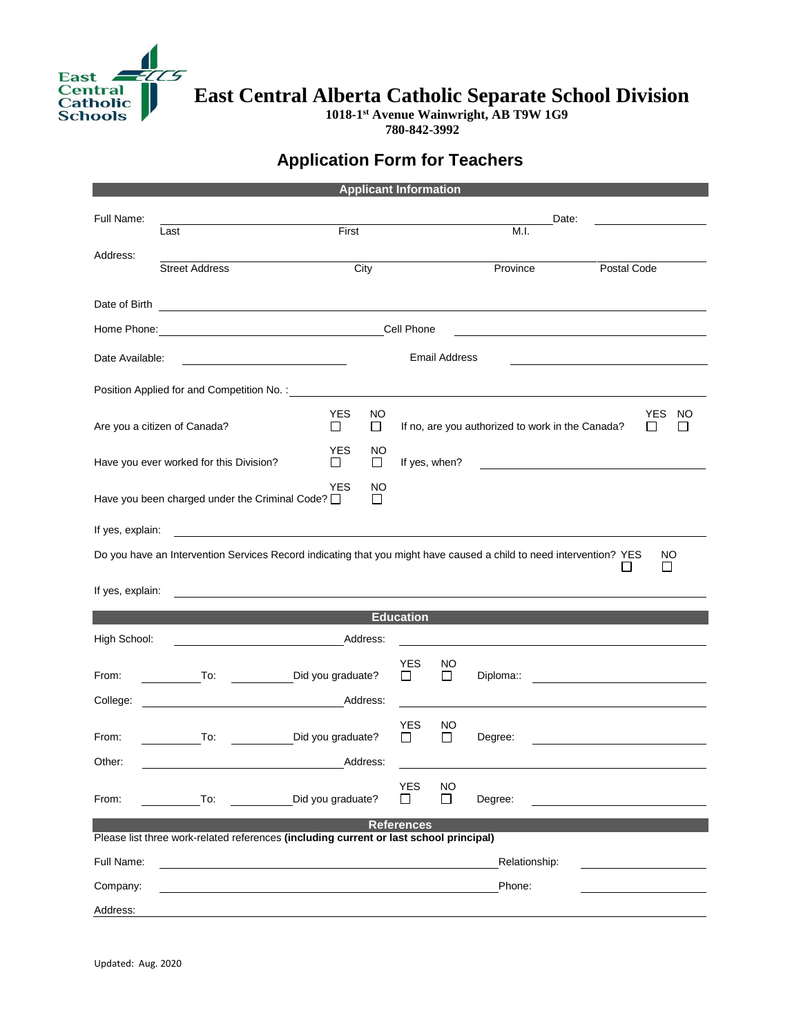East Central Catholic Schools

# East Central Alberta Catholic Separate School Division

**1018-1st Avenue Wainwright, AB T9W 1G9**
**780-842-3992**

## Application Form for Teachers

### Applicant Information

Full Name: ______________________________ Date: ____________
Last First M.I.

Address: ______________________________
Street Address City Province Postal Code

Date of Birth ______________________________

Home Phone: ______________________________ Cell Phone ______________________________

Date Available: ____________ Email Address ______________________________

Position Applied for and Competition No. : ______________________________

Are you a citizen of Canada? YES ☐ NO ☐ If no, are you authorized to work in the Canada? YES ☐ NO ☐

Have you ever worked for this Division? YES ☐ NO ☐ If yes, when? ______________________________

Have you been charged under the Criminal Code? YES ☐ NO ☐

If yes, explain: ______________________________

Do you have an Intervention Services Record indicating that you might have caused a child to need intervention? YES ☐ NO ☐

If yes, explain: ______________________________

### Education

High School: ____________ Address: ____________

From: ______ To: ______ Did you graduate? YES ☐ NO ☐ Diploma:: ____________

College: ____________ Address: ____________

From: ______ To: ______ Did you graduate? YES ☐ NO ☐ Degree: ____________

Other: ____________ Address: ____________

From: ______ To: ______ Did you graduate? YES ☐ NO ☐ Degree: ____________

### References

Please list three work-related references **(including current or last school principal)**

Full Name: ______________________________ Relationship: ____________

Company: ______________________________ Phone: ____________

Address: ______________________________

Updated: Aug. 2020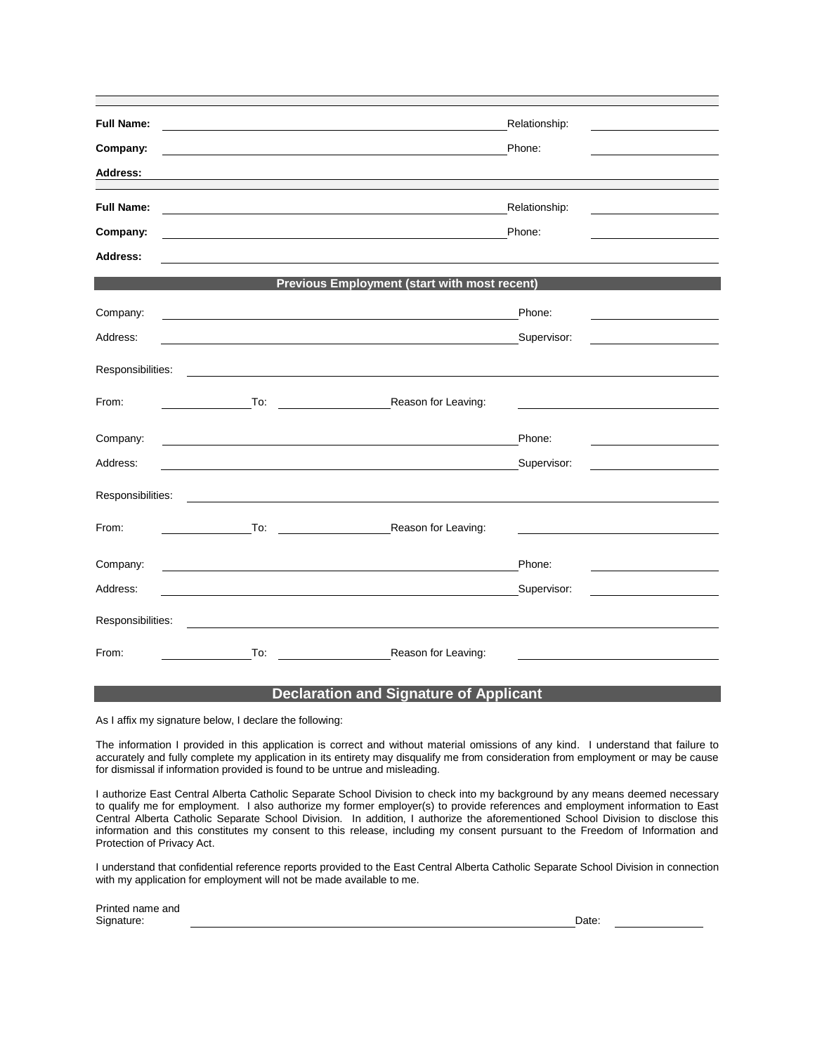**Full Name:** ______________________________ Relationship: ______________

**Company:** ______________________________ Phone: ______________

**Address:** ______________________________

**Full Name:** ______________________________ Relationship: ______________

**Company:** ______________________________ Phone: ______________

**Address:** ______________________________

## Previous Employment (start with most recent)

Company: ______________________________ Phone: ______________

Address: ______________________________ Supervisor: ______________

Responsibilities: ______________________________

From: ______________ To: ______________ Reason for Leaving: ______________

Company: ______________________________ Phone: ______________

Address: ______________________________ Supervisor: ______________

Responsibilities: ______________________________

From: ______________ To: ______________ Reason for Leaving: ______________

Company: ______________________________ Phone: ______________

Address: ______________________________ Supervisor: ______________

Responsibilities: ______________________________

From: ______________ To: ______________ Reason for Leaving: ______________

## Declaration and Signature of Applicant

As I affix my signature below, I declare the following:

The information I provided in this application is correct and without material omissions of any kind. I understand that failure to accurately and fully complete my application in its entirety may disqualify me from consideration from employment or may be cause for dismissal if information provided is found to be untrue and misleading.

I authorize East Central Alberta Catholic Separate School Division to check into my background by any means deemed necessary to qualify me for employment. I also authorize my former employer(s) to provide references and employment information to East Central Alberta Catholic Separate School Division. In addition, I authorize the aforementioned School Division to disclose this information and this constitutes my consent to this release, including my consent pursuant to the Freedom of Information and Protection of Privacy Act.

I understand that confidential reference reports provided to the East Central Alberta Catholic Separate School Division in connection with my application for employment will not be made available to me.

Printed name and Signature: ______________________________ Date: ______________